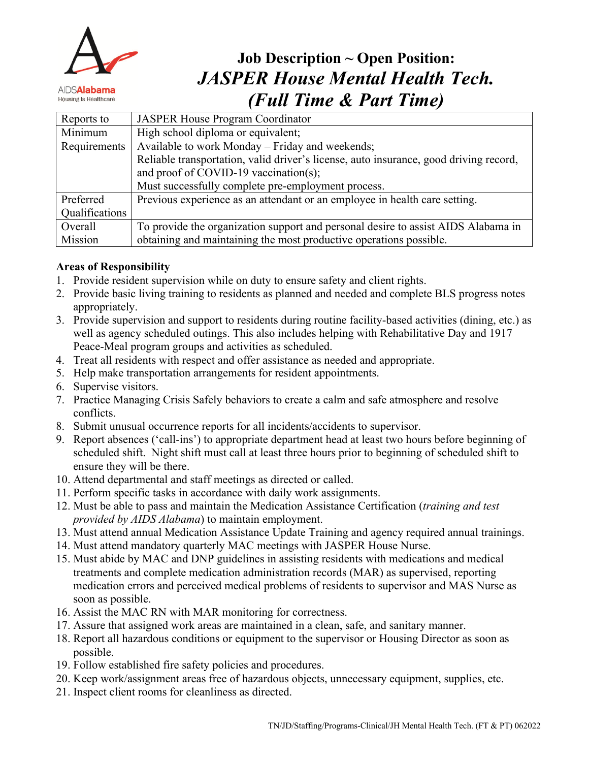AIDSAlabama
Housing Is Healthcare

# Job Description ~ Open Position: *JASPER House Mental Health Tech. (Full Time & Part Time)*

| | |
|---|---|
| Reports to | JASPER House Program Coordinator |
| Minimum Requirements | High school diploma or equivalent;<br>Available to work Monday – Friday and weekends;<br>Reliable transportation, valid driver's license, auto insurance, good driving record, and proof of COVID-19 vaccination(s);<br>Must successfully complete pre-employment process. |
| Preferred Qualifications | Previous experience as an attendant or an employee in health care setting. |
| Overall Mission | To provide the organization support and personal desire to assist AIDS Alabama in obtaining and maintaining the most productive operations possible. |

**Areas of Responsibility**

1. Provide resident supervision while on duty to ensure safety and client rights.
2. Provide basic living training to residents as planned and needed and complete BLS progress notes appropriately.
3. Provide supervision and support to residents during routine facility-based activities (dining, etc.) as well as agency scheduled outings. This also includes helping with Rehabilitative Day and 1917 Peace-Meal program groups and activities as scheduled.
4. Treat all residents with respect and offer assistance as needed and appropriate.
5. Help make transportation arrangements for resident appointments.
6. Supervise visitors.
7. Practice Managing Crisis Safely behaviors to create a calm and safe atmosphere and resolve conflicts.
8. Submit unusual occurrence reports for all incidents/accidents to supervisor.
9. Report absences ('call-ins') to appropriate department head at least two hours before beginning of scheduled shift. Night shift must call at least three hours prior to beginning of scheduled shift to ensure they will be there.
10. Attend departmental and staff meetings as directed or called.
11. Perform specific tasks in accordance with daily work assignments.
12. Must be able to pass and maintain the Medication Assistance Certification (*training and test provided by AIDS Alabama*) to maintain employment.
13. Must attend annual Medication Assistance Update Training and agency required annual trainings.
14. Must attend mandatory quarterly MAC meetings with JASPER House Nurse.
15. Must abide by MAC and DNP guidelines in assisting residents with medications and medical treatments and complete medication administration records (MAR) as supervised, reporting medication errors and perceived medical problems of residents to supervisor and MAS Nurse as soon as possible.
16. Assist the MAC RN with MAR monitoring for correctness.
17. Assure that assigned work areas are maintained in a clean, safe, and sanitary manner.
18. Report all hazardous conditions or equipment to the supervisor or Housing Director as soon as possible.
19. Follow established fire safety policies and procedures.
20. Keep work/assignment areas free of hazardous objects, unnecessary equipment, supplies, etc.
21. Inspect client rooms for cleanliness as directed.

TN/JD/Staffing/Programs-Clinical/JH Mental Health Tech. (FT & PT) 062022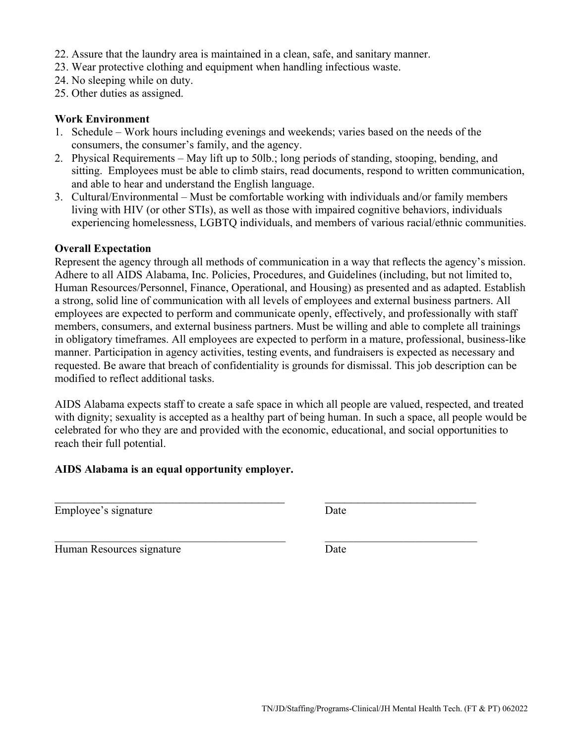22. Assure that the laundry area is maintained in a clean, safe, and sanitary manner.
23. Wear protective clothing and equipment when handling infectious waste.
24. No sleeping while on duty.
25. Other duties as assigned.

**Work Environment**

1. Schedule – Work hours including evenings and weekends; varies based on the needs of the consumers, the consumer's family, and the agency.
2. Physical Requirements – May lift up to 50lb.; long periods of standing, stooping, bending, and sitting. Employees must be able to climb stairs, read documents, respond to written communication, and able to hear and understand the English language.
3. Cultural/Environmental – Must be comfortable working with individuals and/or family members living with HIV (or other STIs), as well as those with impaired cognitive behaviors, individuals experiencing homelessness, LGBTQ individuals, and members of various racial/ethnic communities.

**Overall Expectation**

Represent the agency through all methods of communication in a way that reflects the agency's mission. Adhere to all AIDS Alabama, Inc. Policies, Procedures, and Guidelines (including, but not limited to, Human Resources/Personnel, Finance, Operational, and Housing) as presented and as adapted. Establish a strong, solid line of communication with all levels of employees and external business partners. All employees are expected to perform and communicate openly, effectively, and professionally with staff members, consumers, and external business partners. Must be willing and able to complete all trainings in obligatory timeframes. All employees are expected to perform in a mature, professional, business-like manner. Participation in agency activities, testing events, and fundraisers is expected as necessary and requested. Be aware that breach of confidentiality is grounds for dismissal. This job description can be modified to reflect additional tasks.

AIDS Alabama expects staff to create a safe space in which all people are valued, respected, and treated with dignity; sexuality is accepted as a healthy part of being human. In such a space, all people would be celebrated for who they are and provided with the economic, educational, and social opportunities to reach their full potential.

**AIDS Alabama is an equal opportunity employer.**

\_\_\_\_\_\_\_\_\_\_\_\_\_\_\_\_\_\_\_\_\_\_\_\_\_\_\_\_\_\_\_\_\_\_\_\_\_\_\_\_\_\_\_ \_\_\_\_\_\_\_\_\_\_\_\_\_\_\_\_\_\_\_\_\_\_\_\_\_\_\_\_
Employee's signature Date

\_\_\_\_\_\_\_\_\_\_\_\_\_\_\_\_\_\_\_\_\_\_\_\_\_\_\_\_\_\_\_\_\_\_\_\_\_\_\_\_\_\_\_ \_\_\_\_\_\_\_\_\_\_\_\_\_\_\_\_\_\_\_\_\_\_\_\_\_\_\_\_
Human Resources signature Date

TN/JD/Staffing/Programs-Clinical/JH Mental Health Tech. (FT & PT) 062022